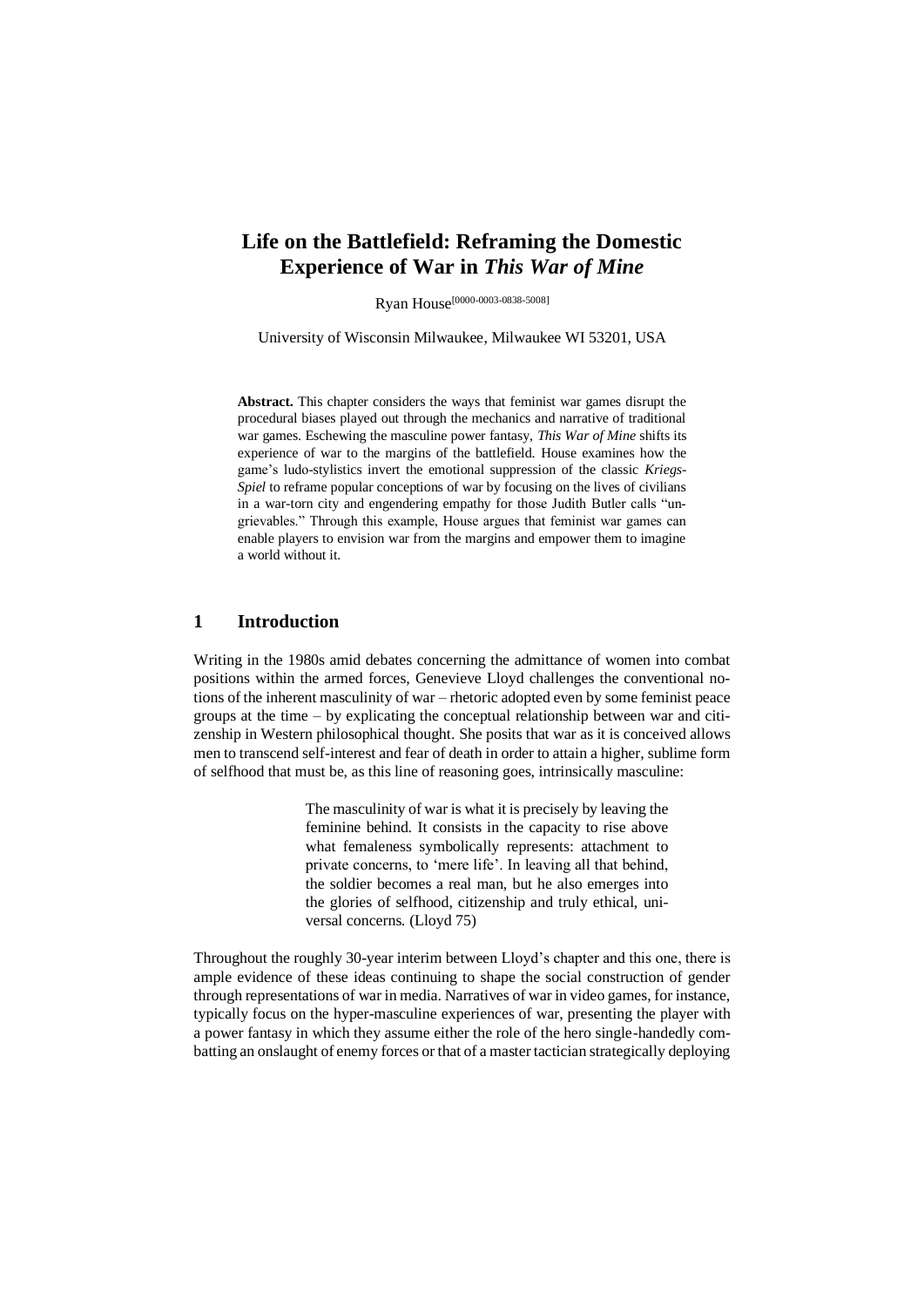# Life on the Battlefield: Reframing the Domestic Experience of War in *This War of Mine*

Ryan House[0000-0003-0838-5008]

University of Wisconsin Milwaukee, Milwaukee WI 53201, USA

**Abstract.** This chapter considers the ways that feminist war games disrupt the procedural biases played out through the mechanics and narrative of traditional war games. Eschewing the masculine power fantasy, *This War of Mine* shifts its experience of war to the margins of the battlefield. House examines how the game's ludo-stylistics invert the emotional suppression of the classic *Kriegs-Spiel* to reframe popular conceptions of war by focusing on the lives of civilians in a war-torn city and engendering empathy for those Judith Butler calls "ungrievables." Through this example, House argues that feminist war games can enable players to envision war from the margins and empower them to imagine a world without it.

## 1 Introduction

Writing in the 1980s amid debates concerning the admittance of women into combat positions within the armed forces, Genevieve Lloyd challenges the conventional notions of the inherent masculinity of war – rhetoric adopted even by some feminist peace groups at the time – by explicating the conceptual relationship between war and citizenship in Western philosophical thought. She posits that war as it is conceived allows men to transcend self-interest and fear of death in order to attain a higher, sublime form of selfhood that must be, as this line of reasoning goes, intrinsically masculine:

> The masculinity of war is what it is precisely by leaving the feminine behind. It consists in the capacity to rise above what femaleness symbolically represents: attachment to private concerns, to 'mere life'. In leaving all that behind, the soldier becomes a real man, but he also emerges into the glories of selfhood, citizenship and truly ethical, universal concerns. (Lloyd 75)

Throughout the roughly 30-year interim between Lloyd's chapter and this one, there is ample evidence of these ideas continuing to shape the social construction of gender through representations of war in media. Narratives of war in video games, for instance, typically focus on the hyper-masculine experiences of war, presenting the player with a power fantasy in which they assume either the role of the hero single-handedly combatting an onslaught of enemy forces or that of a master tactician strategically deploying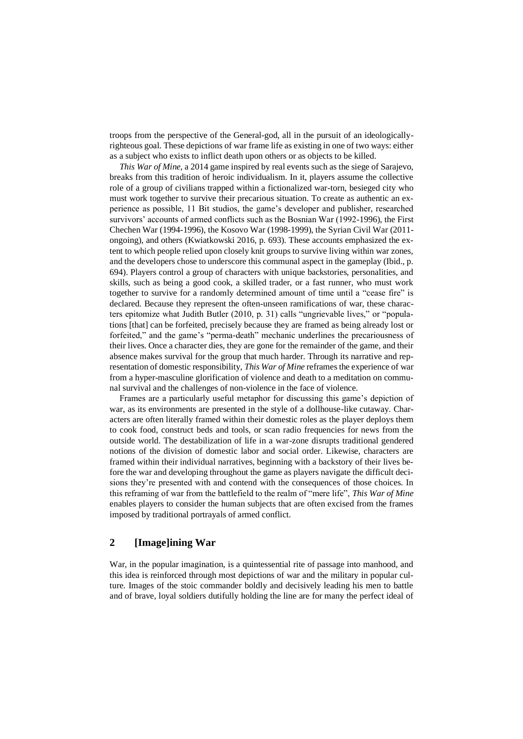troops from the perspective of the General-god, all in the pursuit of an ideologically-righteous goal. These depictions of war frame life as existing in one of two ways: either as a subject who exists to inflict death upon others or as objects to be killed.

*This War of Mine*, a 2014 game inspired by real events such as the siege of Sarajevo, breaks from this tradition of heroic individualism. In it, players assume the collective role of a group of civilians trapped within a fictionalized war-torn, besieged city who must work together to survive their precarious situation. To create as authentic an experience as possible, 11 Bit studios, the game's developer and publisher, researched survivors' accounts of armed conflicts such as the Bosnian War (1992-1996), the First Chechen War (1994-1996), the Kosovo War (1998-1999), the Syrian Civil War (2011-ongoing), and others (Kwiatkowski 2016, p. 693). These accounts emphasized the extent to which people relied upon closely knit groups to survive living within war zones, and the developers chose to underscore this communal aspect in the gameplay (Ibid., p. 694). Players control a group of characters with unique backstories, personalities, and skills, such as being a good cook, a skilled trader, or a fast runner, who must work together to survive for a randomly determined amount of time until a "cease fire" is declared. Because they represent the often-unseen ramifications of war, these characters epitomize what Judith Butler (2010, p. 31) calls "ungrievable lives," or "populations [that] can be forfeited, precisely because they are framed as being already lost or forfeited," and the game's "perma-death" mechanic underlines the precariousness of their lives. Once a character dies, they are gone for the remainder of the game, and their absence makes survival for the group that much harder. Through its narrative and representation of domestic responsibility, *This War of Mine* reframes the experience of war from a hyper-masculine glorification of violence and death to a meditation on communal survival and the challenges of non-violence in the face of violence.

Frames are a particularly useful metaphor for discussing this game's depiction of war, as its environments are presented in the style of a dollhouse-like cutaway. Characters are often literally framed within their domestic roles as the player deploys them to cook food, construct beds and tools, or scan radio frequencies for news from the outside world. The destabilization of life in a war-zone disrupts traditional gendered notions of the division of domestic labor and social order. Likewise, characters are framed within their individual narratives, beginning with a backstory of their lives before the war and developing throughout the game as players navigate the difficult decisions they're presented with and contend with the consequences of those choices. In this reframing of war from the battlefield to the realm of "mere life", *This War of Mine* enables players to consider the human subjects that are often excised from the frames imposed by traditional portrayals of armed conflict.

## 2 [Image]ining War

War, in the popular imagination, is a quintessential rite of passage into manhood, and this idea is reinforced through most depictions of war and the military in popular culture. Images of the stoic commander boldly and decisively leading his men to battle and of brave, loyal soldiers dutifully holding the line are for many the perfect ideal of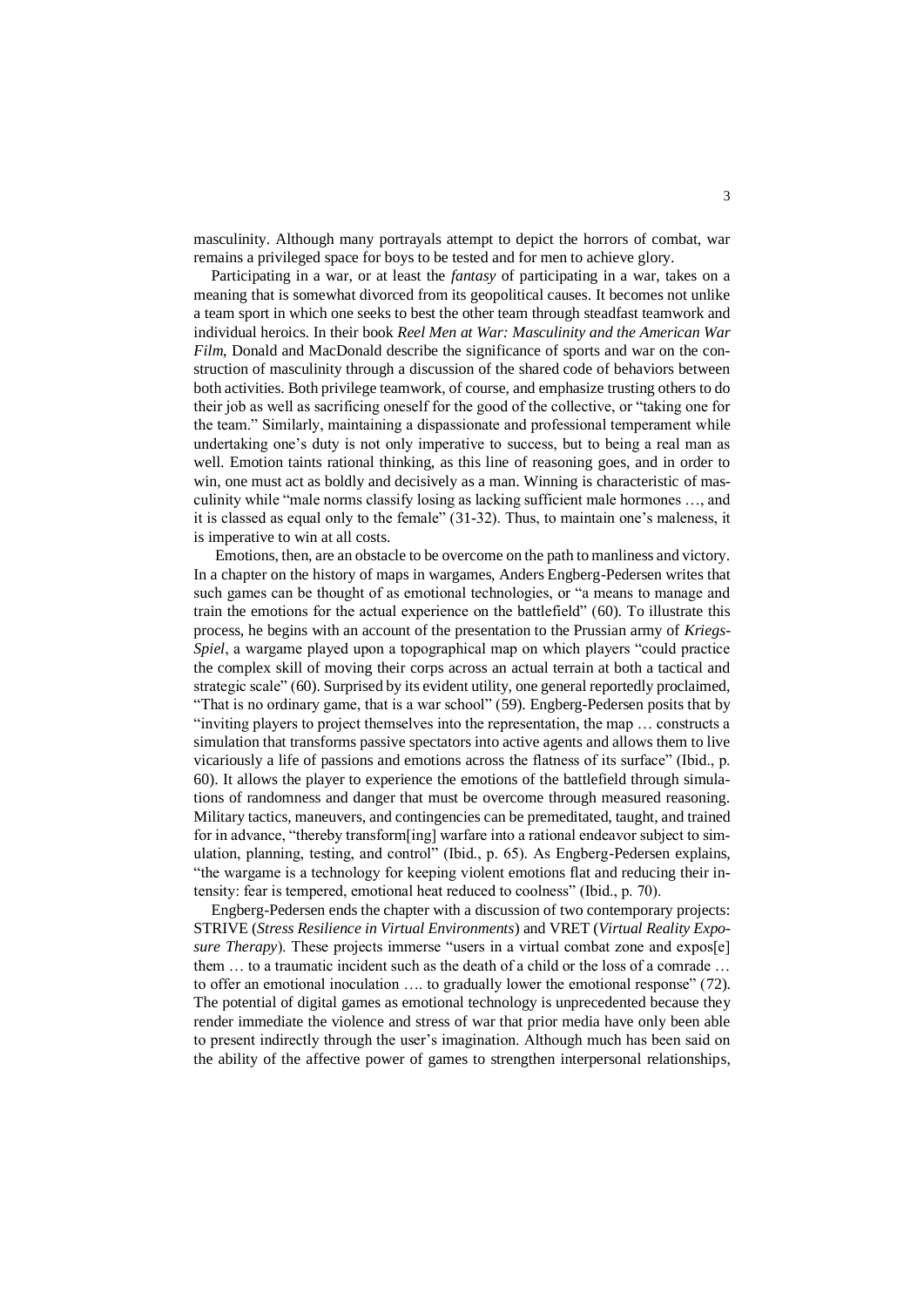masculinity. Although many portrayals attempt to depict the horrors of combat, war remains a privileged space for boys to be tested and for men to achieve glory.

Participating in a war, or at least the *fantasy* of participating in a war, takes on a meaning that is somewhat divorced from its geopolitical causes. It becomes not unlike a team sport in which one seeks to best the other team through steadfast teamwork and individual heroics. In their book *Reel Men at War: Masculinity and the American War Film*, Donald and MacDonald describe the significance of sports and war on the construction of masculinity through a discussion of the shared code of behaviors between both activities. Both privilege teamwork, of course, and emphasize trusting others to do their job as well as sacrificing oneself for the good of the collective, or "taking one for the team." Similarly, maintaining a dispassionate and professional temperament while undertaking one's duty is not only imperative to success, but to being a real man as well. Emotion taints rational thinking, as this line of reasoning goes, and in order to win, one must act as boldly and decisively as a man. Winning is characteristic of masculinity while "male norms classify losing as lacking sufficient male hormones …, and it is classed as equal only to the female" (31-32). Thus, to maintain one's maleness, it is imperative to win at all costs.

Emotions, then, are an obstacle to be overcome on the path to manliness and victory. In a chapter on the history of maps in wargames, Anders Engberg-Pedersen writes that such games can be thought of as emotional technologies, or "a means to manage and train the emotions for the actual experience on the battlefield" (60). To illustrate this process, he begins with an account of the presentation to the Prussian army of *Kriegs-Spiel*, a wargame played upon a topographical map on which players "could practice the complex skill of moving their corps across an actual terrain at both a tactical and strategic scale" (60). Surprised by its evident utility, one general reportedly proclaimed, "That is no ordinary game, that is a war school" (59). Engberg-Pedersen posits that by "inviting players to project themselves into the representation, the map … constructs a simulation that transforms passive spectators into active agents and allows them to live vicariously a life of passions and emotions across the flatness of its surface" (Ibid., p. 60). It allows the player to experience the emotions of the battlefield through simulations of randomness and danger that must be overcome through measured reasoning. Military tactics, maneuvers, and contingencies can be premeditated, taught, and trained for in advance, "thereby transform[ing] warfare into a rational endeavor subject to simulation, planning, testing, and control" (Ibid., p. 65). As Engberg-Pedersen explains, "the wargame is a technology for keeping violent emotions flat and reducing their intensity: fear is tempered, emotional heat reduced to coolness" (Ibid., p. 70).

Engberg-Pedersen ends the chapter with a discussion of two contemporary projects: STRIVE (*Stress Resilience in Virtual Environments*) and VRET (*Virtual Reality Exposure Therapy*). These projects immerse "users in a virtual combat zone and expos[e] them … to a traumatic incident such as the death of a child or the loss of a comrade … to offer an emotional inoculation …. to gradually lower the emotional response" (72). The potential of digital games as emotional technology is unprecedented because they render immediate the violence and stress of war that prior media have only been able to present indirectly through the user's imagination. Although much has been said on the ability of the affective power of games to strengthen interpersonal relationships,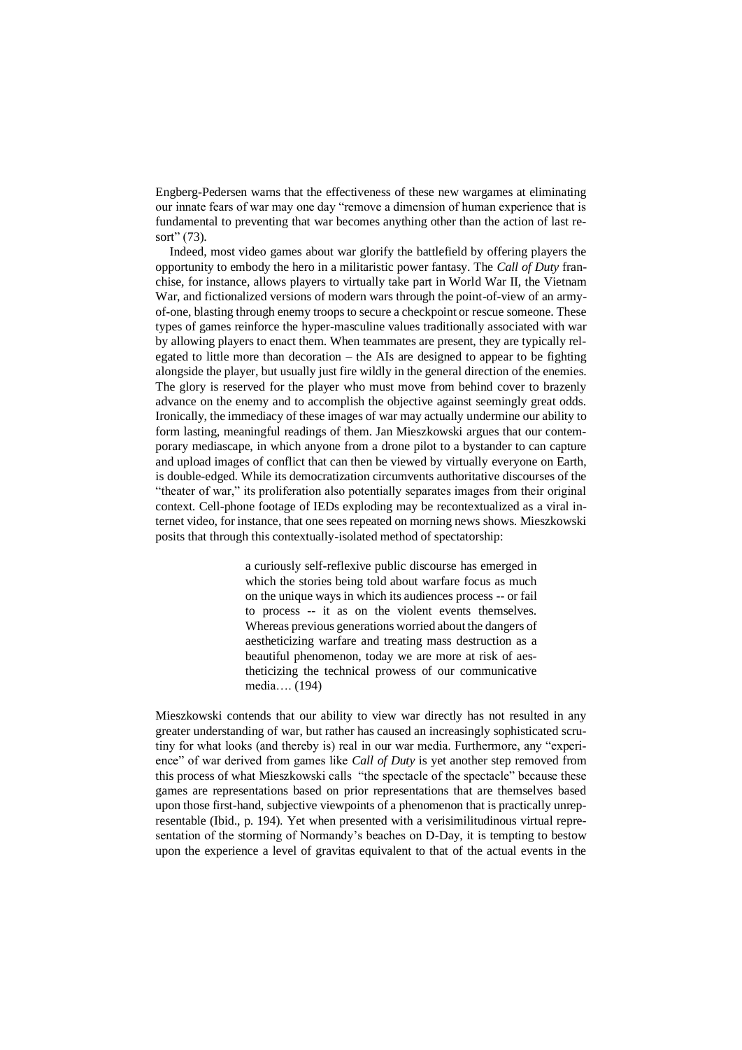Engberg-Pedersen warns that the effectiveness of these new wargames at eliminating our innate fears of war may one day "remove a dimension of human experience that is fundamental to preventing that war becomes anything other than the action of last resort" (73).

Indeed, most video games about war glorify the battlefield by offering players the opportunity to embody the hero in a militaristic power fantasy. The *Call of Duty* franchise, for instance, allows players to virtually take part in World War II, the Vietnam War, and fictionalized versions of modern wars through the point-of-view of an army-of-one, blasting through enemy troops to secure a checkpoint or rescue someone. These types of games reinforce the hyper-masculine values traditionally associated with war by allowing players to enact them. When teammates are present, they are typically relegated to little more than decoration – the AIs are designed to appear to be fighting alongside the player, but usually just fire wildly in the general direction of the enemies. The glory is reserved for the player who must move from behind cover to brazenly advance on the enemy and to accomplish the objective against seemingly great odds. Ironically, the immediacy of these images of war may actually undermine our ability to form lasting, meaningful readings of them. Jan Mieszkowski argues that our contemporary mediascape, in which anyone from a drone pilot to a bystander to can capture and upload images of conflict that can then be viewed by virtually everyone on Earth, is double-edged. While its democratization circumvents authoritative discourses of the "theater of war," its proliferation also potentially separates images from their original context. Cell-phone footage of IEDs exploding may be recontextualized as a viral internet video, for instance, that one sees repeated on morning news shows. Mieszkowski posits that through this contextually-isolated method of spectatorship:

> a curiously self-reflexive public discourse has emerged in which the stories being told about warfare focus as much on the unique ways in which its audiences process -- or fail to process -- it as on the violent events themselves. Whereas previous generations worried about the dangers of aestheticizing warfare and treating mass destruction as a beautiful phenomenon, today we are more at risk of aestheticizing the technical prowess of our communicative media…. (194)

Mieszkowski contends that our ability to view war directly has not resulted in any greater understanding of war, but rather has caused an increasingly sophisticated scrutiny for what looks (and thereby is) real in our war media. Furthermore, any "experience" of war derived from games like *Call of Duty* is yet another step removed from this process of what Mieszkowski calls "the spectacle of the spectacle" because these games are representations based on prior representations that are themselves based upon those first-hand, subjective viewpoints of a phenomenon that is practically unrepresentable (Ibid., p. 194). Yet when presented with a verisimilitudinous virtual representation of the storming of Normandy's beaches on D-Day, it is tempting to bestow upon the experience a level of gravitas equivalent to that of the actual events in the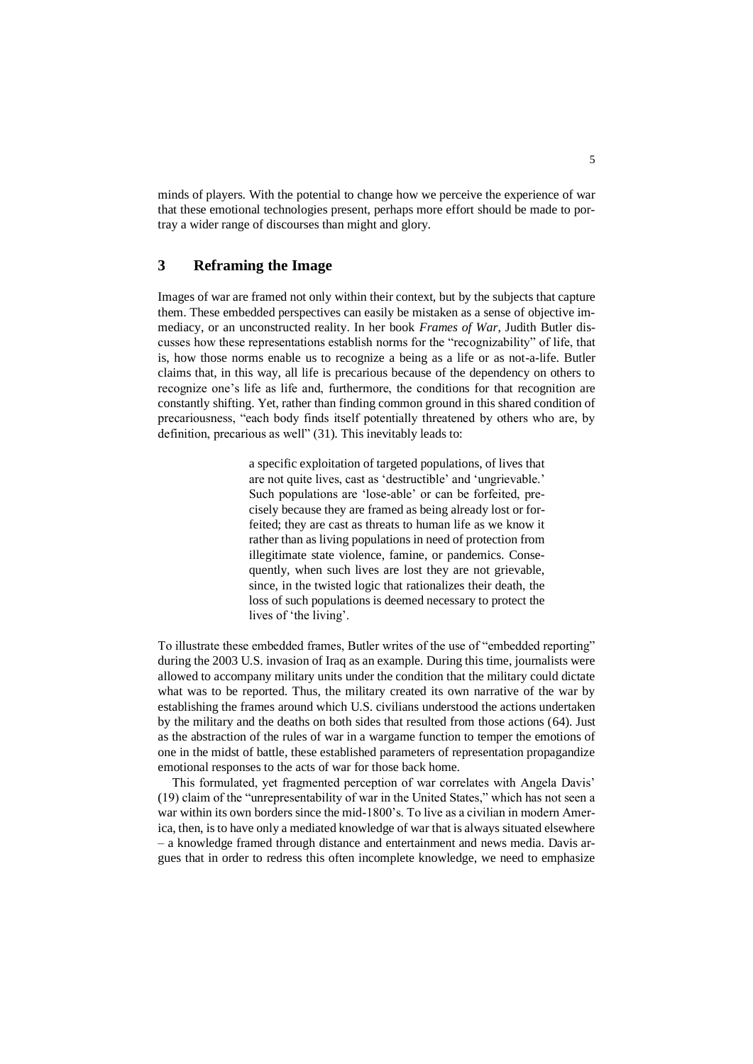minds of players. With the potential to change how we perceive the experience of war that these emotional technologies present, perhaps more effort should be made to portray a wider range of discourses than might and glory.

## 3 Reframing the Image

Images of war are framed not only within their context, but by the subjects that capture them. These embedded perspectives can easily be mistaken as a sense of objective immediacy, or an unconstructed reality. In her book *Frames of War*, Judith Butler discusses how these representations establish norms for the "recognizability" of life, that is, how those norms enable us to recognize a being as a life or as not-a-life. Butler claims that, in this way, all life is precarious because of the dependency on others to recognize one's life as life and, furthermore, the conditions for that recognition are constantly shifting. Yet, rather than finding common ground in this shared condition of precariousness, "each body finds itself potentially threatened by others who are, by definition, precarious as well" (31). This inevitably leads to:

> a specific exploitation of targeted populations, of lives that are not quite lives, cast as 'destructible' and 'ungrievable.' Such populations are 'lose-able' or can be forfeited, precisely because they are framed as being already lost or forfeited; they are cast as threats to human life as we know it rather than as living populations in need of protection from illegitimate state violence, famine, or pandemics. Consequently, when such lives are lost they are not grievable, since, in the twisted logic that rationalizes their death, the loss of such populations is deemed necessary to protect the lives of 'the living'.

To illustrate these embedded frames, Butler writes of the use of "embedded reporting" during the 2003 U.S. invasion of Iraq as an example. During this time, journalists were allowed to accompany military units under the condition that the military could dictate what was to be reported. Thus, the military created its own narrative of the war by establishing the frames around which U.S. civilians understood the actions undertaken by the military and the deaths on both sides that resulted from those actions (64). Just as the abstraction of the rules of war in a wargame function to temper the emotions of one in the midst of battle, these established parameters of representation propagandize emotional responses to the acts of war for those back home.

This formulated, yet fragmented perception of war correlates with Angela Davis' (19) claim of the "unrepresentability of war in the United States," which has not seen a war within its own borders since the mid-1800's. To live as a civilian in modern America, then, is to have only a mediated knowledge of war that is always situated elsewhere – a knowledge framed through distance and entertainment and news media. Davis argues that in order to redress this often incomplete knowledge, we need to emphasize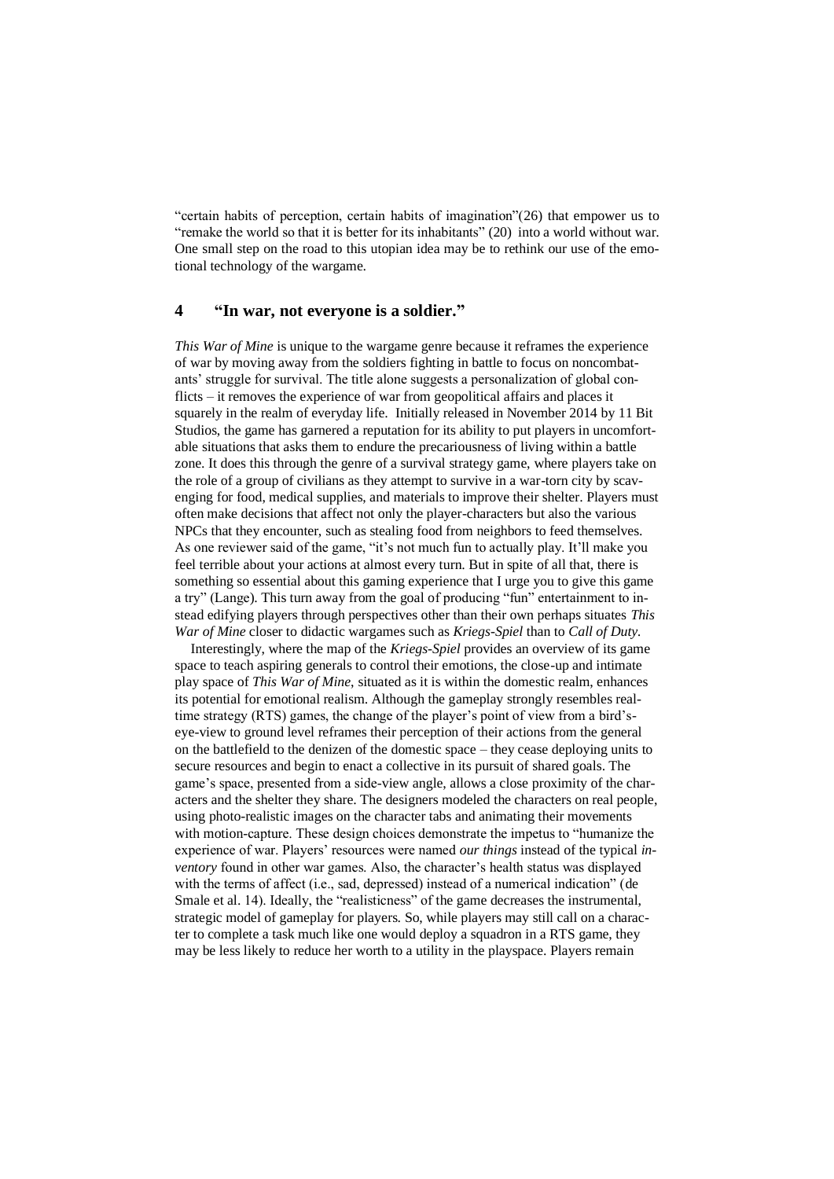"certain habits of perception, certain habits of imagination"(26) that empower us to "remake the world so that it is better for its inhabitants" (20) into a world without war. One small step on the road to this utopian idea may be to rethink our use of the emotional technology of the wargame.

## 4 "In war, not everyone is a soldier."

*This War of Mine* is unique to the wargame genre because it reframes the experience of war by moving away from the soldiers fighting in battle to focus on noncombatants' struggle for survival. The title alone suggests a personalization of global conflicts – it removes the experience of war from geopolitical affairs and places it squarely in the realm of everyday life. Initially released in November 2014 by 11 Bit Studios, the game has garnered a reputation for its ability to put players in uncomfortable situations that asks them to endure the precariousness of living within a battle zone. It does this through the genre of a survival strategy game, where players take on the role of a group of civilians as they attempt to survive in a war-torn city by scavenging for food, medical supplies, and materials to improve their shelter. Players must often make decisions that affect not only the player-characters but also the various NPCs that they encounter, such as stealing food from neighbors to feed themselves. As one reviewer said of the game, "it's not much fun to actually play. It'll make you feel terrible about your actions at almost every turn. But in spite of all that, there is something so essential about this gaming experience that I urge you to give this game a try" (Lange). This turn away from the goal of producing "fun" entertainment to instead edifying players through perspectives other than their own perhaps situates *This War of Mine* closer to didactic wargames such as *Kriegs-Spiel* than to *Call of Duty*.

Interestingly, where the map of the *Kriegs-Spiel* provides an overview of its game space to teach aspiring generals to control their emotions, the close-up and intimate play space of *This War of Mine*, situated as it is within the domestic realm, enhances its potential for emotional realism. Although the gameplay strongly resembles real-time strategy (RTS) games, the change of the player's point of view from a bird's-eye-view to ground level reframes their perception of their actions from the general on the battlefield to the denizen of the domestic space – they cease deploying units to secure resources and begin to enact a collective in its pursuit of shared goals. The game's space, presented from a side-view angle, allows a close proximity of the characters and the shelter they share. The designers modeled the characters on real people, using photo-realistic images on the character tabs and animating their movements with motion-capture. These design choices demonstrate the impetus to "humanize the experience of war. Players' resources were named *our things* instead of the typical *inventory* found in other war games. Also, the character's health status was displayed with the terms of affect (i.e., sad, depressed) instead of a numerical indication" (de Smale et al. 14). Ideally, the "realisticness" of the game decreases the instrumental, strategic model of gameplay for players. So, while players may still call on a character to complete a task much like one would deploy a squadron in a RTS game, they may be less likely to reduce her worth to a utility in the playspace. Players remain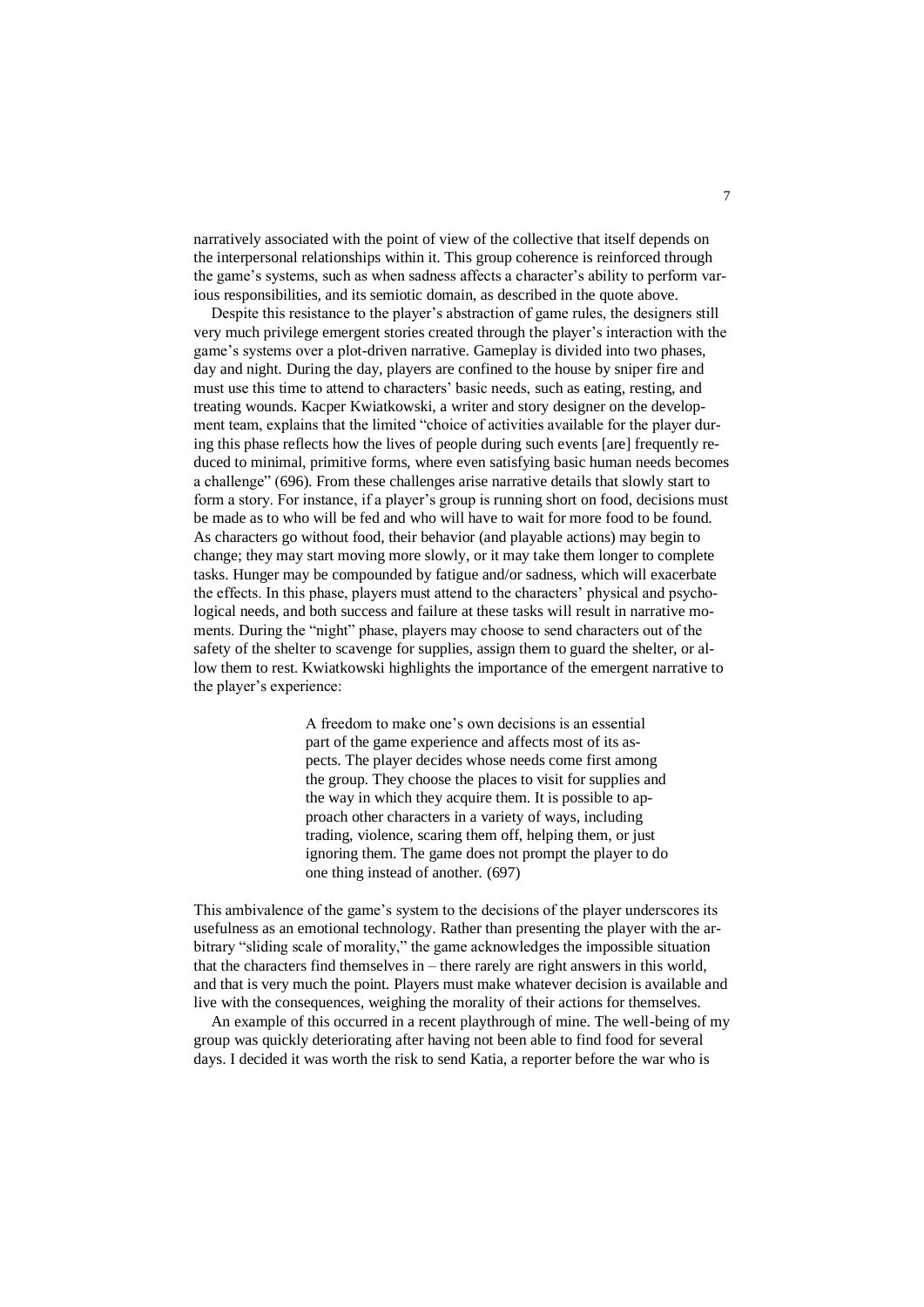narratively associated with the point of view of the collective that itself depends on the interpersonal relationships within it. This group coherence is reinforced through the game's systems, such as when sadness affects a character's ability to perform various responsibilities, and its semiotic domain, as described in the quote above.

Despite this resistance to the player's abstraction of game rules, the designers still very much privilege emergent stories created through the player's interaction with the game's systems over a plot-driven narrative. Gameplay is divided into two phases, day and night. During the day, players are confined to the house by sniper fire and must use this time to attend to characters' basic needs, such as eating, resting, and treating wounds. Kacper Kwiatkowski, a writer and story designer on the development team, explains that the limited "choice of activities available for the player during this phase reflects how the lives of people during such events [are] frequently reduced to minimal, primitive forms, where even satisfying basic human needs becomes a challenge" (696). From these challenges arise narrative details that slowly start to form a story. For instance, if a player's group is running short on food, decisions must be made as to who will be fed and who will have to wait for more food to be found. As characters go without food, their behavior (and playable actions) may begin to change; they may start moving more slowly, or it may take them longer to complete tasks. Hunger may be compounded by fatigue and/or sadness, which will exacerbate the effects. In this phase, players must attend to the characters' physical and psychological needs, and both success and failure at these tasks will result in narrative moments. During the "night" phase, players may choose to send characters out of the safety of the shelter to scavenge for supplies, assign them to guard the shelter, or allow them to rest. Kwiatkowski highlights the importance of the emergent narrative to the player's experience:

> A freedom to make one's own decisions is an essential part of the game experience and affects most of its aspects. The player decides whose needs come first among the group. They choose the places to visit for supplies and the way in which they acquire them. It is possible to approach other characters in a variety of ways, including trading, violence, scaring them off, helping them, or just ignoring them. The game does not prompt the player to do one thing instead of another. (697)

This ambivalence of the game's system to the decisions of the player underscores its usefulness as an emotional technology. Rather than presenting the player with the arbitrary "sliding scale of morality," the game acknowledges the impossible situation that the characters find themselves in – there rarely are right answers in this world, and that is very much the point. Players must make whatever decision is available and live with the consequences, weighing the morality of their actions for themselves.

An example of this occurred in a recent playthrough of mine. The well-being of my group was quickly deteriorating after having not been able to find food for several days. I decided it was worth the risk to send Katia, a reporter before the war who is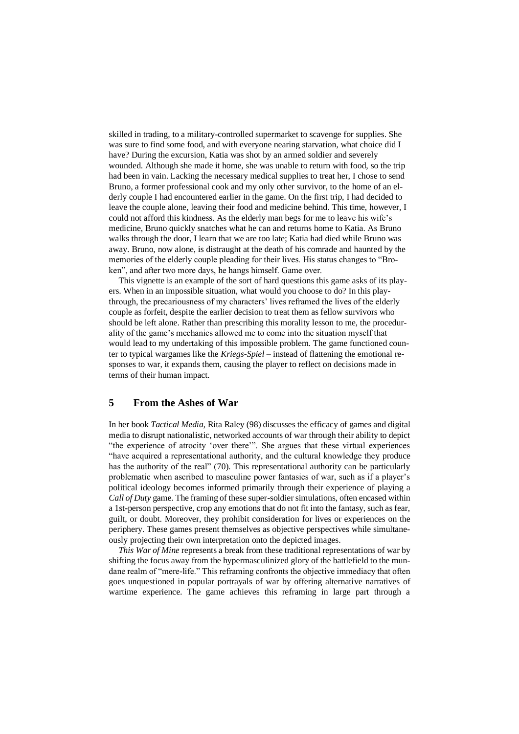skilled in trading, to a military-controlled supermarket to scavenge for supplies. She was sure to find some food, and with everyone nearing starvation, what choice did I have? During the excursion, Katia was shot by an armed soldier and severely wounded. Although she made it home, she was unable to return with food, so the trip had been in vain. Lacking the necessary medical supplies to treat her, I chose to send Bruno, a former professional cook and my only other survivor, to the home of an elderly couple I had encountered earlier in the game. On the first trip, I had decided to leave the couple alone, leaving their food and medicine behind. This time, however, I could not afford this kindness. As the elderly man begs for me to leave his wife's medicine, Bruno quickly snatches what he can and returns home to Katia. As Bruno walks through the door, I learn that we are too late; Katia had died while Bruno was away. Bruno, now alone, is distraught at the death of his comrade and haunted by the memories of the elderly couple pleading for their lives. His status changes to "Broken", and after two more days, he hangs himself. Game over.

This vignette is an example of the sort of hard questions this game asks of its players. When in an impossible situation, what would you choose to do? In this playthrough, the precariousness of my characters' lives reframed the lives of the elderly couple as forfeit, despite the earlier decision to treat them as fellow survivors who should be left alone. Rather than prescribing this morality lesson to me, the procedurality of the game's mechanics allowed me to come into the situation myself that would lead to my undertaking of this impossible problem. The game functioned counter to typical wargames like the *Kriegs-Spiel* – instead of flattening the emotional responses to war, it expands them, causing the player to reflect on decisions made in terms of their human impact.

## 5 From the Ashes of War

In her book *Tactical Media*, Rita Raley (98) discusses the efficacy of games and digital media to disrupt nationalistic, networked accounts of war through their ability to depict "the experience of atrocity 'over there'". She argues that these virtual experiences "have acquired a representational authority, and the cultural knowledge they produce has the authority of the real" (70). This representational authority can be particularly problematic when ascribed to masculine power fantasies of war, such as if a player's political ideology becomes informed primarily through their experience of playing a *Call of Duty* game. The framing of these super-soldier simulations, often encased within a 1st-person perspective, crop any emotions that do not fit into the fantasy, such as fear, guilt, or doubt. Moreover, they prohibit consideration for lives or experiences on the periphery. These games present themselves as objective perspectives while simultaneously projecting their own interpretation onto the depicted images.

*This War of Mine* represents a break from these traditional representations of war by shifting the focus away from the hypermasculinized glory of the battlefield to the mundane realm of "mere-life." This reframing confronts the objective immediacy that often goes unquestioned in popular portrayals of war by offering alternative narratives of wartime experience. The game achieves this reframing in large part through a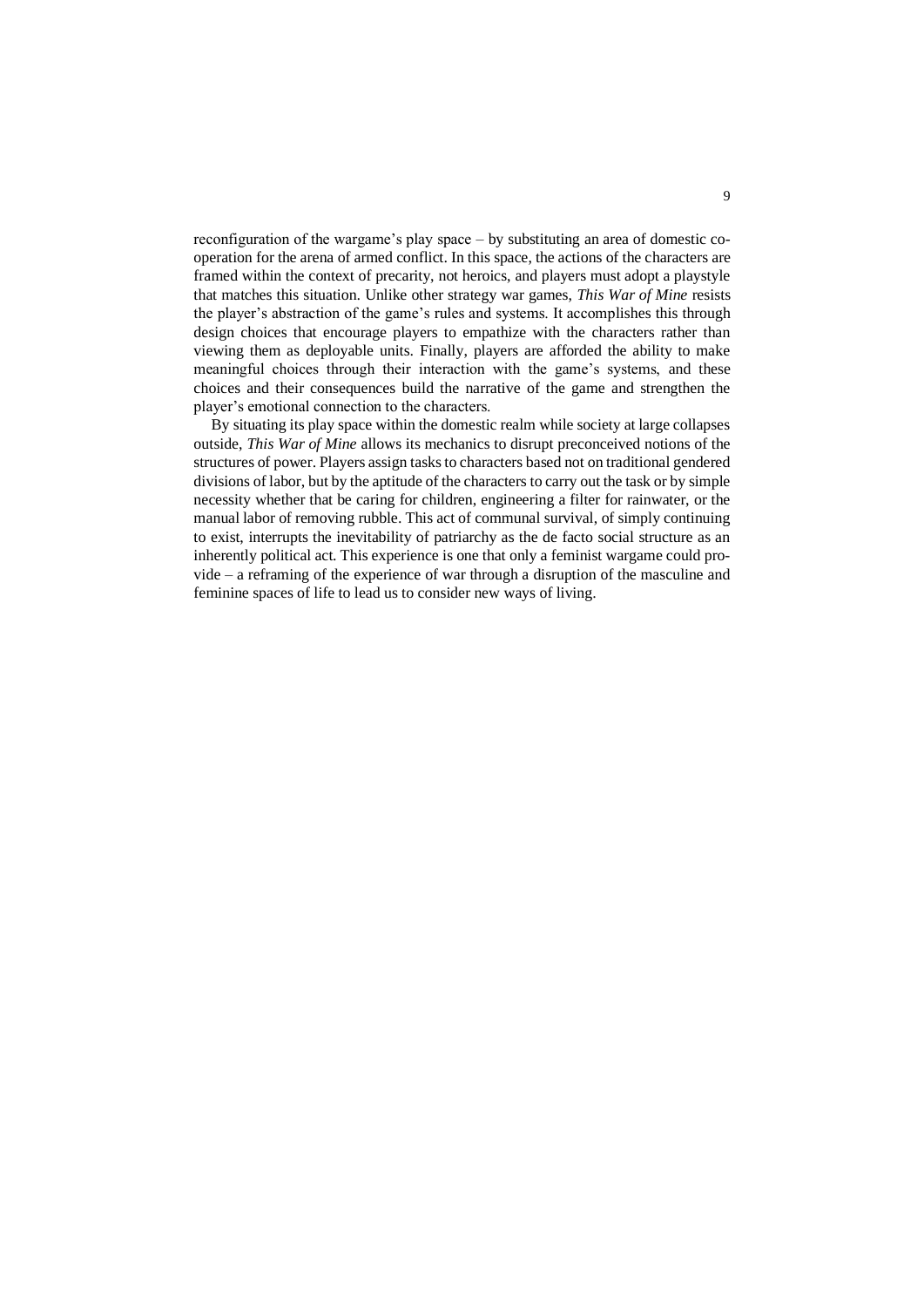reconfiguration of the wargame's play space – by substituting an area of domestic co-operation for the arena of armed conflict. In this space, the actions of the characters are framed within the context of precarity, not heroics, and players must adopt a playstyle that matches this situation. Unlike other strategy war games, *This War of Mine* resists the player's abstraction of the game's rules and systems. It accomplishes this through design choices that encourage players to empathize with the characters rather than viewing them as deployable units. Finally, players are afforded the ability to make meaningful choices through their interaction with the game's systems, and these choices and their consequences build the narrative of the game and strengthen the player's emotional connection to the characters.

By situating its play space within the domestic realm while society at large collapses outside, *This War of Mine* allows its mechanics to disrupt preconceived notions of the structures of power. Players assign tasks to characters based not on traditional gendered divisions of labor, but by the aptitude of the characters to carry out the task or by simple necessity whether that be caring for children, engineering a filter for rainwater, or the manual labor of removing rubble. This act of communal survival, of simply continuing to exist, interrupts the inevitability of patriarchy as the de facto social structure as an inherently political act. This experience is one that only a feminist wargame could provide – a reframing of the experience of war through a disruption of the masculine and feminine spaces of life to lead us to consider new ways of living.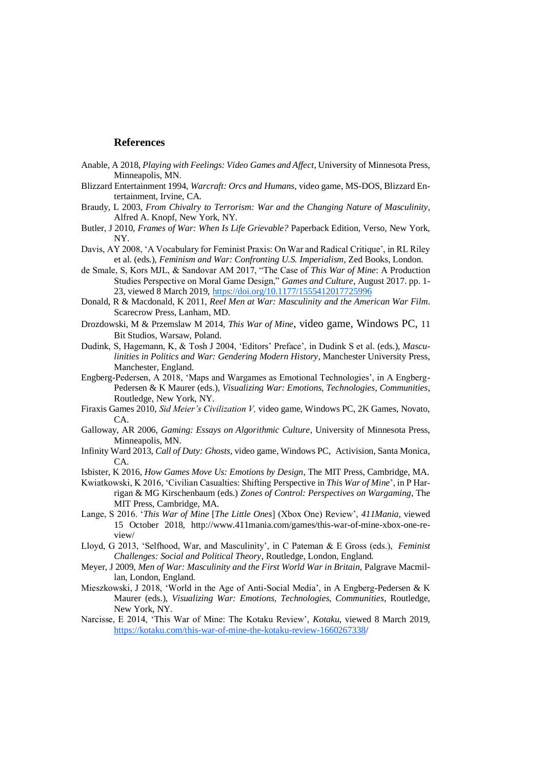## References

Anable, A 2018, *Playing with Feelings: Video Games and Affect*, University of Minnesota Press, Minneapolis, MN.

Blizzard Entertainment 1994, *Warcraft: Orcs and Humans*, video game, MS-DOS, Blizzard Entertainment, Irvine, CA.

Braudy, L 2003, *From Chivalry to Terrorism: War and the Changing Nature of Masculinity*, Alfred A. Knopf, New York, NY.

Butler, J 2010, *Frames of War: When Is Life Grievable?* Paperback Edition, Verso, New York, NY.

Davis, AY 2008, 'A Vocabulary for Feminist Praxis: On War and Radical Critique', in RL Riley et al. (eds.), *Feminism and War: Confronting U.S. Imperialism*, Zed Books, London.

de Smale, S, Kors MJL, & Sandovar AM 2017, "The Case of *This War of Mine*: A Production Studies Perspective on Moral Game Design," *Games and Culture*, August 2017. pp. 1-23, viewed 8 March 2019, https://doi.org/10.1177/1555412017725996

Donald, R & Macdonald, K 2011, *Reel Men at War: Masculinity and the American War Film*. Scarecrow Press, Lanham, MD.

Drozdowski, M & Przemslaw M 2014, *This War of Mine*, video game, Windows PC, 11 Bit Studios, Warsaw, Poland.

Dudink, S, Hagemann, K, & Tosh J 2004, 'Editors' Preface', in Dudink S et al. (eds.), *Masculinities in Politics and War: Gendering Modern History*, Manchester University Press, Manchester, England.

Engberg-Pedersen, A 2018, 'Maps and Wargames as Emotional Technologies', in A Engberg-Pedersen & K Maurer (eds.), *Visualizing War: Emotions, Technologies, Communities*, Routledge, New York, NY.

Firaxis Games 2010, *Sid Meier's Civilization V,* video game, Windows PC, 2K Games, Novato, CA.

Galloway, AR 2006, *Gaming: Essays on Algorithmic Culture*, University of Minnesota Press, Minneapolis, MN.

Infinity Ward 2013, *Call of Duty: Ghosts*, video game, Windows PC, Activision, Santa Monica, CA.

Isbister, K 2016, *How Games Move Us: Emotions by Design*, The MIT Press, Cambridge, MA.

Kwiatkowski, K 2016, 'Civilian Casualties: Shifting Perspective in *This War of Mine*', in P Harrigan & MG Kirschenbaum (eds.) *Zones of Control: Perspectives on Wargaming*, The MIT Press, Cambridge, MA.

Lange, S 2016. '*This War of Mine* [*The Little Ones*] (Xbox One) Review', *411Mania,* viewed 15 October 2018, http://www.411mania.com/games/this-war-of-mine-xbox-one-review/

Lloyd, G 2013, 'Selfhood, War, and Masculinity', in C Pateman & E Gross (eds.), *Feminist Challenges: Social and Political Theory*, Routledge, London, England.

Meyer, J 2009, *Men of War: Masculinity and the First World War in Britain*, Palgrave Macmillan, London, England.

Mieszkowski, J 2018, 'World in the Age of Anti-Social Media', in A Engberg-Pedersen & K Maurer (eds.), *Visualizing War: Emotions, Technologies, Communities*, Routledge, New York, NY.

Narcisse, E 2014, 'This War of Mine: The Kotaku Review', *Kotaku,* viewed 8 March 2019, https://kotaku.com/this-war-of-mine-the-kotaku-review-1660267338/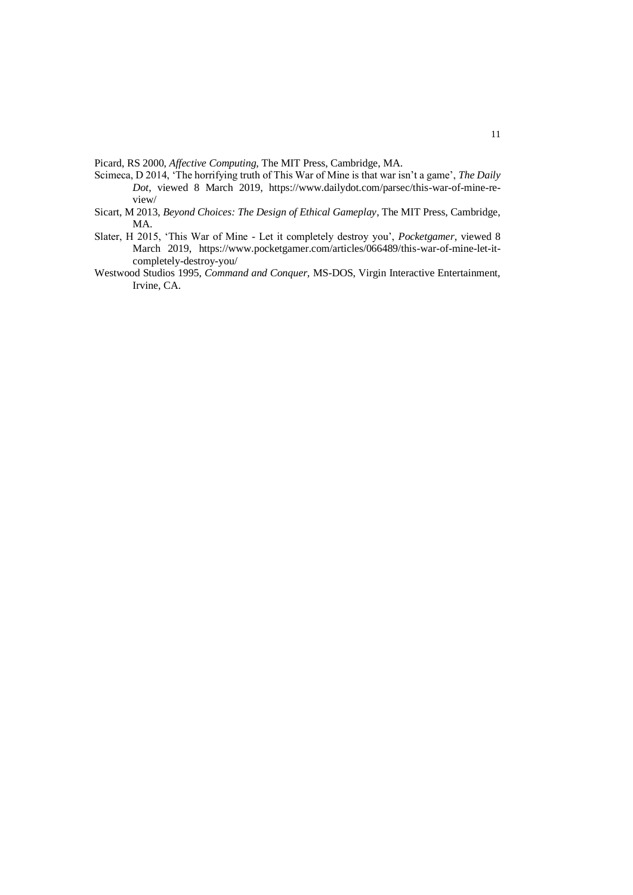Picard, RS 2000, *Affective Computing*, The MIT Press, Cambridge, MA.

Scimeca, D 2014, 'The horrifying truth of This War of Mine is that war isn't a game', *The Daily Dot*, viewed 8 March 2019, https://www.dailydot.com/parsec/this-war-of-mine-review/

Sicart, M 2013, *Beyond Choices: The Design of Ethical Gameplay*, The MIT Press, Cambridge, MA.

Slater, H 2015, 'This War of Mine - Let it completely destroy you', *Pocketgamer*, viewed 8 March 2019, https://www.pocketgamer.com/articles/066489/this-war-of-mine-let-it-completely-destroy-you/

Westwood Studios 1995, *Command and Conquer*, MS-DOS, Virgin Interactive Entertainment, Irvine, CA.